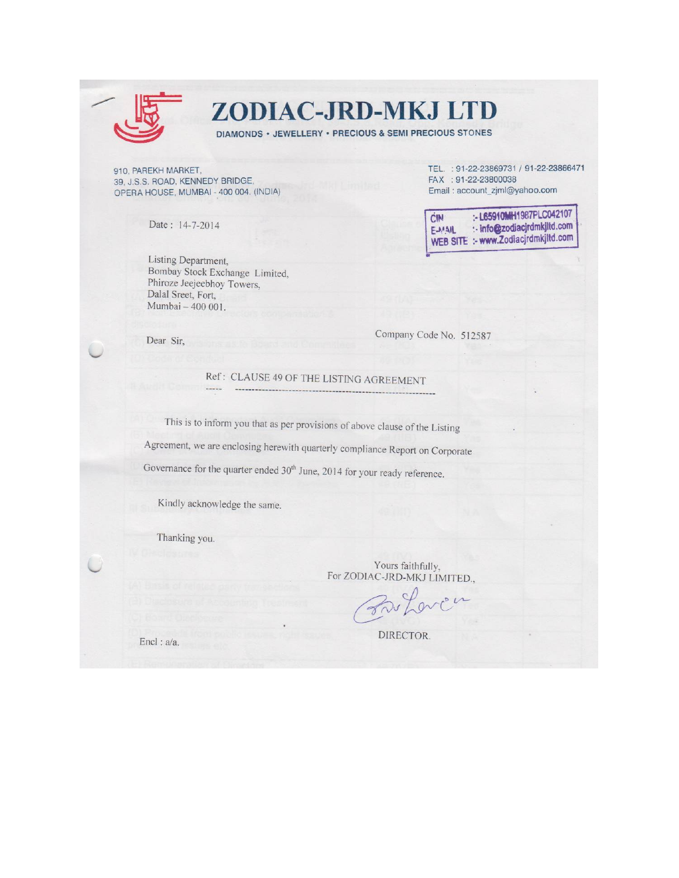# ZODIAC-JRD-MKJ LTD

DIAMONDS • JEWELLERY • PRECIOUS & SEMI PRECIOUS STONES

910, PAREKH MARKET,
39, J.S.S. ROAD, KENNEDY BRIDGE,
OPERA HOUSE, MUMBAI - 400 004. (INDIA)

TEL. : 91-22-23869731 / 91-22-23866471
FAX : 91-22-23800038
Email : account_zjml@yahoo.com

CIN :- L65910MH1987PLC042107
E-MAIL :- info@zodiacjrdmkjltd.com
WEB SITE :- www.Zodiacjrdmkjltd.com

Date : 14-7-2014

Listing Department,
Bombay Stock Exchange Limited,
Phiroze Jeejeebhoy Towers,
Dalal Sreet, Fort,
Mumbai – 400 001.

Company Code No. 512587

Dear Sir,

Ref : CLAUSE 49 OF THE LISTING AGREEMENT

This is to inform you that as per provisions of above clause of the Listing Agreement, we are enclosing herewith quarterly compliance Report on Corporate Governance for the quarter ended 30th June, 2014 for your ready reference.

Kindly acknowledge the same.

Thanking you.

Yours faithfully,
For ZODIAC-JRD-MKJ LIMITED.,

DIRECTOR.

Encl : a/a.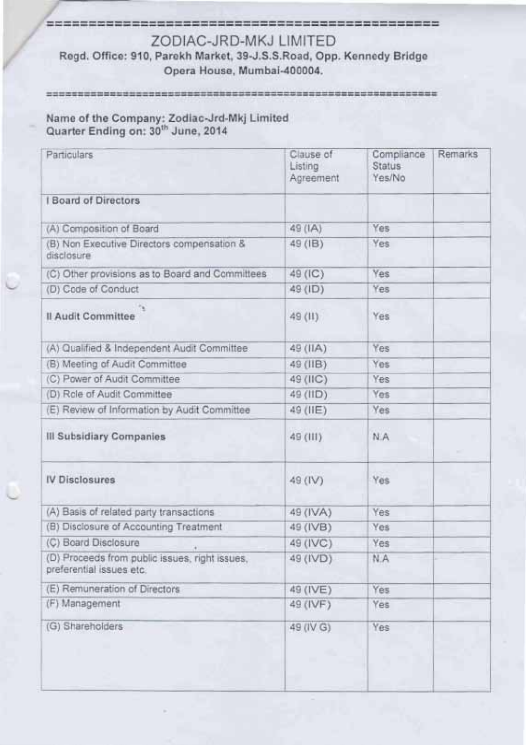# ZODIAC-JRD-MKJ LIMITED

**Regd. Office: 910, Parekh Market, 39-J.S.S.Road, Opp. Kennedy Bridge Opera House, Mumbai-400004.**

**Name of the Company: Zodiac-Jrd-Mkj Limited**
**Quarter Ending on: 30th June, 2014**

| Particulars | Clause of Listing Agreement | Compliance Status Yes/No | Remarks |
|---|---|---|---|
| **I Board of Directors** | | | |
| (A) Composition of Board | 49 (IA) | Yes | |
| (B) Non Executive Directors compensation & disclosure | 49 (IB) | Yes | |
| (C) Other provisions as to Board and Committees | 49 (IC) | Yes | |
| (D) Code of Conduct | 49 (ID) | Yes | |
| **II Audit Committee** | 49 (II) | Yes | |
| (A) Qualified & Independent Audit Committee | 49 (IIA) | Yes | |
| (B) Meeting of Audit Committee | 49 (IIB) | Yes | |
| (C) Power of Audit Committee | 49 (IIC) | Yes | |
| (D) Role of Audit Committee | 49 (IID) | Yes | |
| (E) Review of Information by Audit Committee | 49 (IIE) | Yes | |
| **III Subsidiary Companies** | 49 (III) | N.A | |
| **IV Disclosures** | 49 (IV) | Yes | |
| (A) Basis of related party transactions | 49 (IVA) | Yes | |
| (B) Disclosure of Accounting Treatment | 49 (IVB) | Yes | |
| (C) Board Disclosure | 49 (IVC) | Yes | |
| (D) Proceeds from public issues, right issues, preferential issues etc. | 49 (IVD) | N.A | |
| (E) Remuneration of Directors | 49 (IVE) | Yes | |
| (F) Management | 49 (IVF) | Yes | |
| (G) Shareholders | 49 (IV G) | Yes | |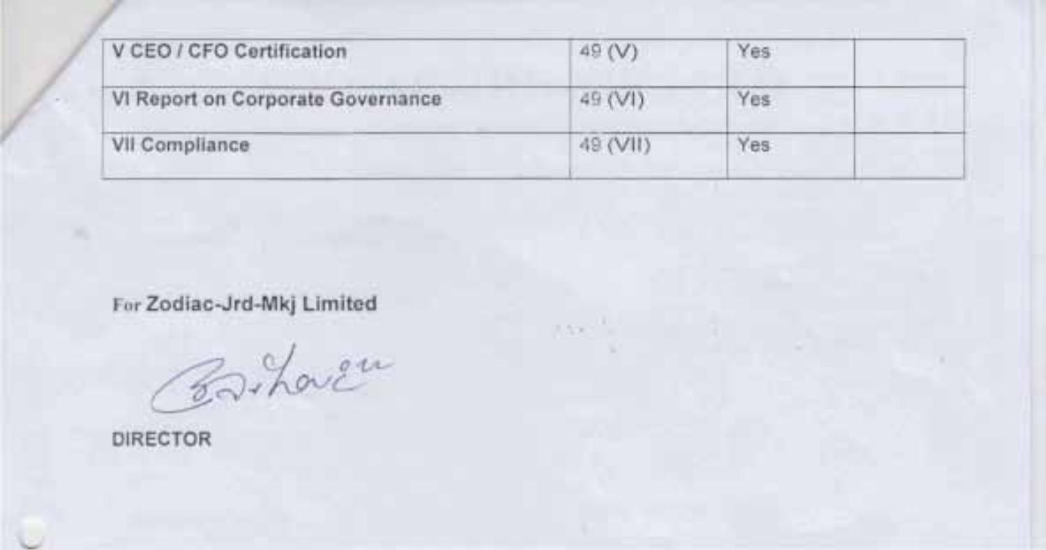| | | | |
|---|---|---|---|
| V CEO / CFO Certification | 49 (V) | Yes | |
| VI Report on Corporate Governance | 49 (VI) | Yes | |
| VII Compliance | 49 (VII) | Yes | |

For **Zodiac-Jrd-Mkj Limited**

DIRECTOR